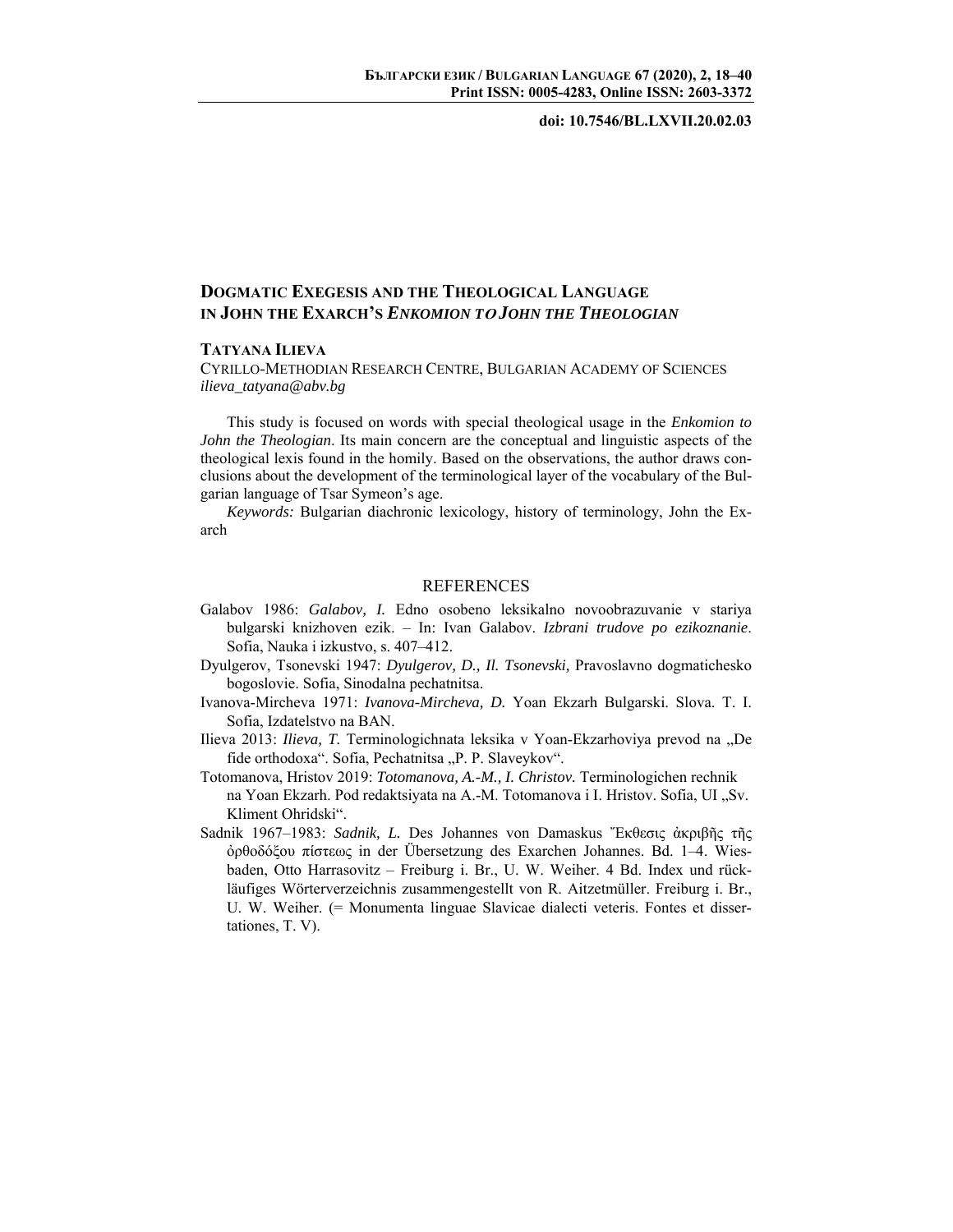doi: 10.7546/BL.LXVII.20.02.03

# DOGMATIC EXEGESIS AND THE THEOLOGICAL LANGUAGE IN JOHN THE EXARCH'S *ENKOMION TO JOHN THE THEOLOGIAN*

**TATYANA ILIEVA**

CYRILLO-METHODIAN RESEARCH CENTRE, BULGARIAN ACADEMY OF SCIENCES
*ilieva_tatyana@abv.bg*

This study is focused on words with special theological usage in the *Enkomion to John the Theologian*. Its main concern are the conceptual and linguistic aspects of the theological lexis found in the homily. Based on the observations, the author draws conclusions about the development of the terminological layer of the vocabulary of the Bulgarian language of Tsar Symeon's age.

*Keywords:* Bulgarian diachronic lexicology, history of terminology, John the Exarch

## REFERENCES

Galabov 1986: *Galabov, I.* Edno osobeno leksikalno novoobrazuvanie v stariya bulgarski knizhoven ezik. – In: Ivan Galabov. *Izbrani trudove po ezikoznanie*. Sofia, Nauka i izkustvo, s. 407–412.

Dyulgerov, Tsonevski 1947: *Dyulgerov, D., Il. Tsonevski,* Pravoslavno dogmatichesko bogoslovie. Sofia, Sinodalna pechatnitsa.

Ivanova-Mircheva 1971: *Ivanova-Mircheva, D.* Yoan Ekzarh Bulgarski. Slova. T. I. Sofia, Izdatelstvo na BAN.

Ilieva 2013: *Ilieva, T.* Terminologichnata leksika v Yoan-Ekzarhoviya prevod na „De fide orthodoxa". Sofia, Pechatnitsa „P. P. Slaveykov".

Totomanova, Hristov 2019: *Totomanova, A.-M., I. Christov.* Terminologichen rechnik na Yoan Ekzarh. Pod redaktsiyata na A.-M. Totomanova i I. Hristov. Sofia, UI „Sv. Kliment Ohridski".

Sadnik 1967–1983: *Sadnik, L.* Des Johannes von Damaskus Ἔκθεσις ἀκριβῆς τῆς ὀρθοδόξου πίστεως in der Übersetzung des Exarchen Johannes. Bd. 1–4. Wiesbaden, Otto Harrasovitz – Freiburg i. Br., U. W. Weiher. 4 Bd. Index und rückläufiges Wörterverzeichnis zusammengestellt von R. Aitzetmüller. Freiburg i. Br., U. W. Weiher. (= Monumenta linguae Slavicae dialecti veteris. Fontes et dissertationes, T. V).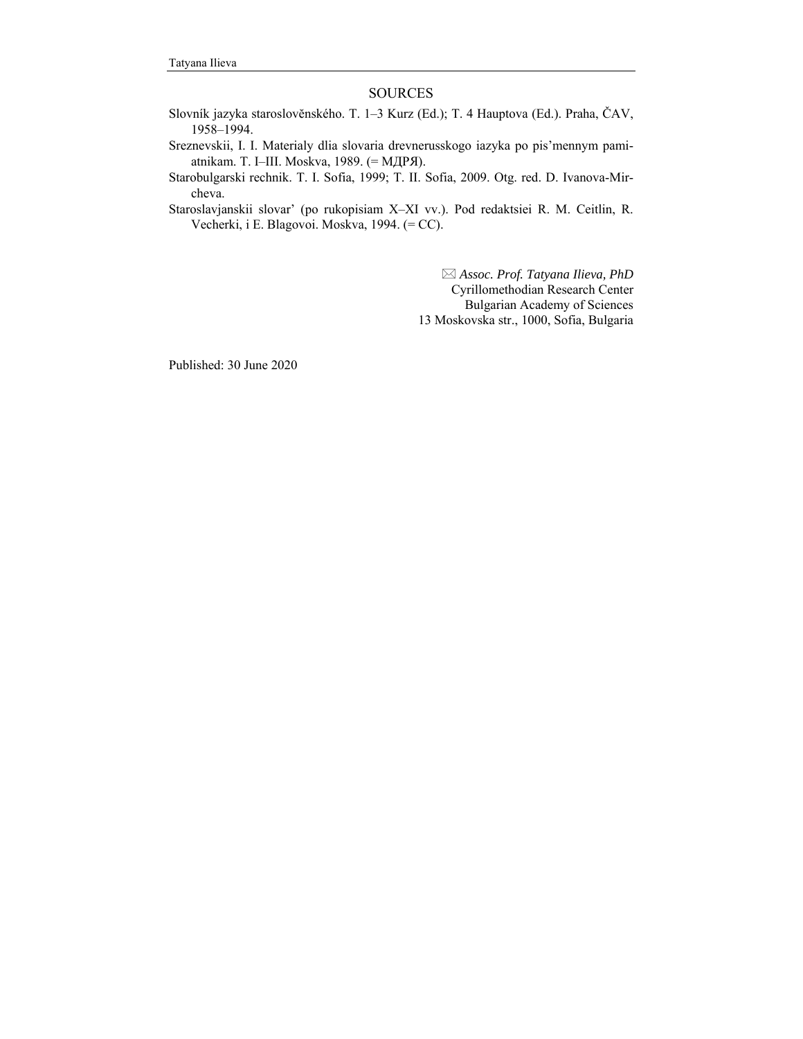## SOURCES

Slovník jazyka staroslověnského. T. 1–3 Kurz (Ed.); T. 4 Hauptova (Ed.). Praha, ČAV, 1958–1994.

Sreznevskii, I. I. Materialy dlia slovaria drevnerusskogo iazyka po pis'mennym pamiatnikam. T. I–III. Moskva, 1989. (= МДРЯ).

Starobulgarski rechnik. T. I. Sofia, 1999; T. II. Sofia, 2009. Otg. red. D. Ivanova-Mircheva.

Staroslavjanskii slovar' (po rukopisiam X–XI vv.). Pod redaktsiei R. M. Ceitlin, R. Vecherki, i E. Blagovoi. Moskva, 1994. (= СС).

✉ *Assoc. Prof. Tatyana Ilieva, PhD*
Cyrillomethodian Research Center
Bulgarian Academy of Sciences
13 Moskovska str., 1000, Sofia, Bulgaria

Published: 30 June 2020